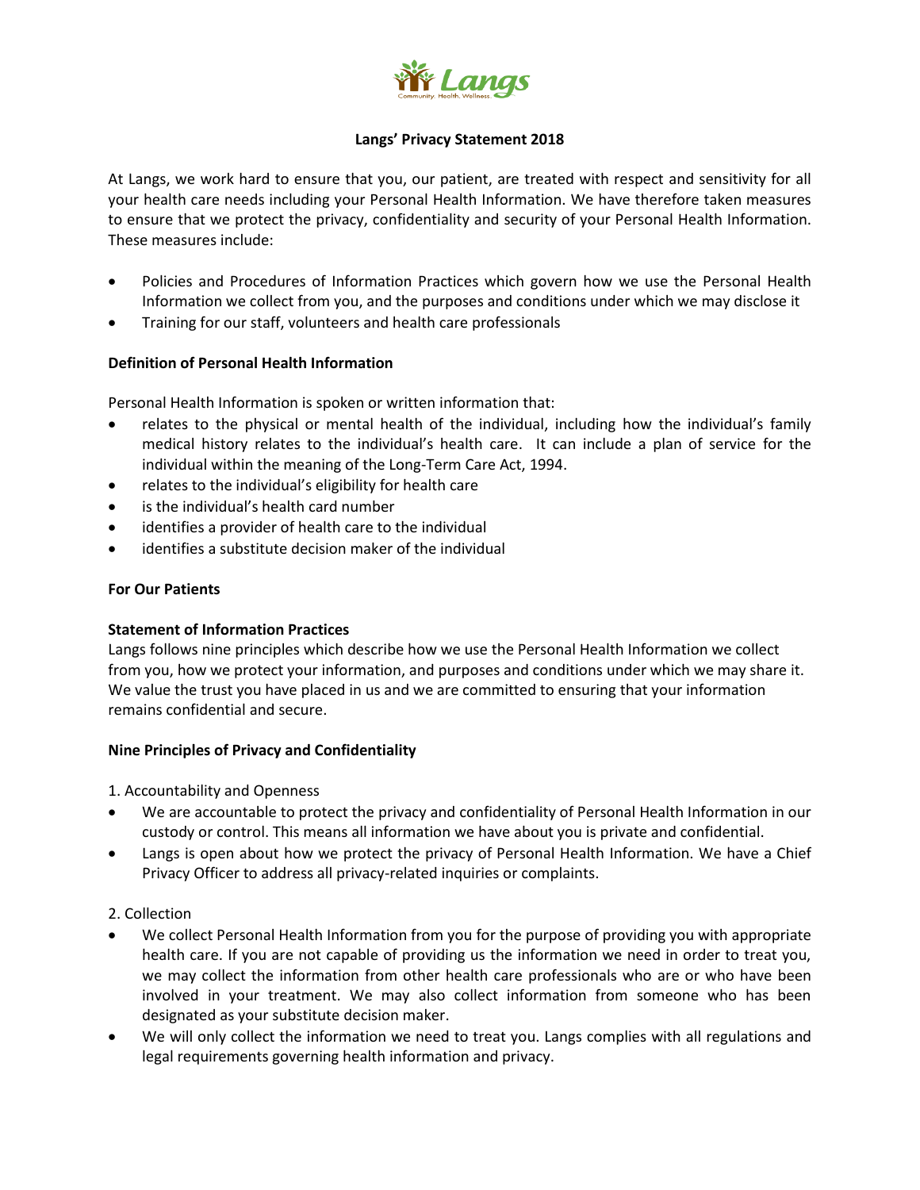# Langs' Privacy Statement 2018

At Langs, we work hard to ensure that you, our patient, are treated with respect and sensitivity for all your health care needs including your Personal Health Information. We have therefore taken measures to ensure that we protect the privacy, confidentiality and security of your Personal Health Information. These measures include:

- Policies and Procedures of Information Practices which govern how we use the Personal Health Information we collect from you, and the purposes and conditions under which we may disclose it
- Training for our staff, volunteers and health care professionals

## Definition of Personal Health Information

Personal Health Information is spoken or written information that:

- relates to the physical or mental health of the individual, including how the individual's family medical history relates to the individual's health care. It can include a plan of service for the individual within the meaning of the Long-Term Care Act, 1994.
- relates to the individual's eligibility for health care
- is the individual's health card number
- identifies a provider of health care to the individual
- identifies a substitute decision maker of the individual

## For Our Patients

### Statement of Information Practices

Langs follows nine principles which describe how we use the Personal Health Information we collect from you, how we protect your information, and purposes and conditions under which we may share it. We value the trust you have placed in us and we are committed to ensuring that your information remains confidential and secure.

### Nine Principles of Privacy and Confidentiality

1. Accountability and Openness

- We are accountable to protect the privacy and confidentiality of Personal Health Information in our custody or control. This means all information we have about you is private and confidential.
- Langs is open about how we protect the privacy of Personal Health Information. We have a Chief Privacy Officer to address all privacy-related inquiries or complaints.

2. Collection

- We collect Personal Health Information from you for the purpose of providing you with appropriate health care. If you are not capable of providing us the information we need in order to treat you, we may collect the information from other health care professionals who are or who have been involved in your treatment. We may also collect information from someone who has been designated as your substitute decision maker.
- We will only collect the information we need to treat you. Langs complies with all regulations and legal requirements governing health information and privacy.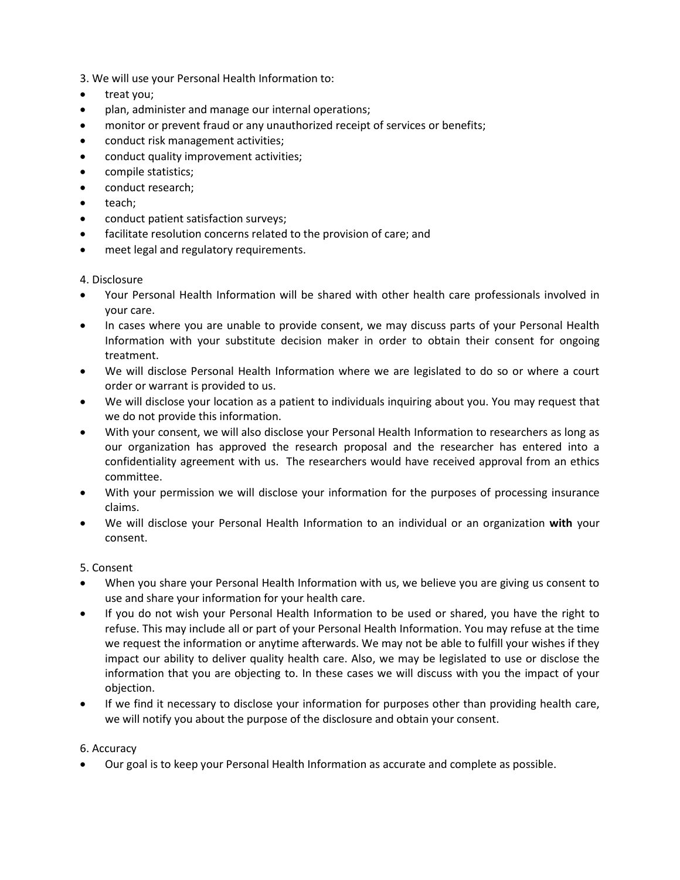3. We will use your Personal Health Information to:

- treat you;
- plan, administer and manage our internal operations;
- monitor or prevent fraud or any unauthorized receipt of services or benefits;
- conduct risk management activities;
- conduct quality improvement activities;
- compile statistics;
- conduct research;
- teach;
- conduct patient satisfaction surveys;
- facilitate resolution concerns related to the provision of care; and
- meet legal and regulatory requirements.

4. Disclosure

- Your Personal Health Information will be shared with other health care professionals involved in your care.
- In cases where you are unable to provide consent, we may discuss parts of your Personal Health Information with your substitute decision maker in order to obtain their consent for ongoing treatment.
- We will disclose Personal Health Information where we are legislated to do so or where a court order or warrant is provided to us.
- We will disclose your location as a patient to individuals inquiring about you. You may request that we do not provide this information.
- With your consent, we will also disclose your Personal Health Information to researchers as long as our organization has approved the research proposal and the researcher has entered into a confidentiality agreement with us. The researchers would have received approval from an ethics committee.
- With your permission we will disclose your information for the purposes of processing insurance claims.
- We will disclose your Personal Health Information to an individual or an organization **with** your consent.

5. Consent

- When you share your Personal Health Information with us, we believe you are giving us consent to use and share your information for your health care.
- If you do not wish your Personal Health Information to be used or shared, you have the right to refuse. This may include all or part of your Personal Health Information. You may refuse at the time we request the information or anytime afterwards. We may not be able to fulfill your wishes if they impact our ability to deliver quality health care. Also, we may be legislated to use or disclose the information that you are objecting to. In these cases we will discuss with you the impact of your objection.
- If we find it necessary to disclose your information for purposes other than providing health care, we will notify you about the purpose of the disclosure and obtain your consent.

6. Accuracy

- Our goal is to keep your Personal Health Information as accurate and complete as possible.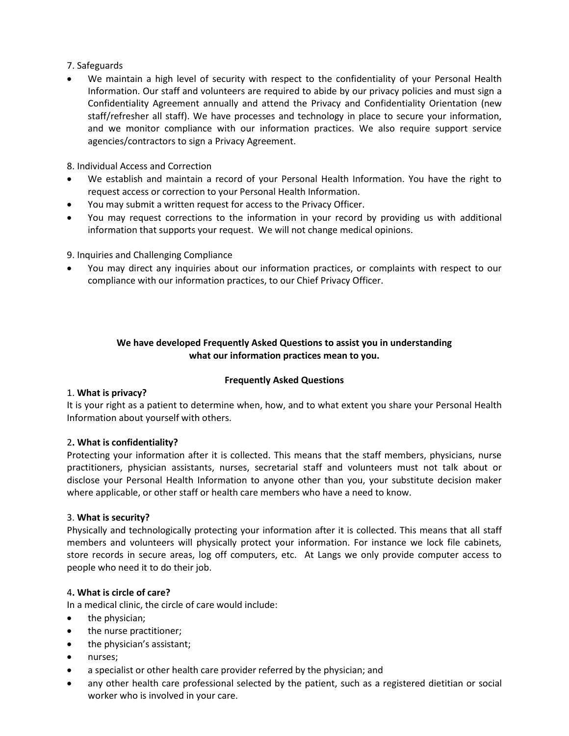7. Safeguards

- We maintain a high level of security with respect to the confidentiality of your Personal Health Information. Our staff and volunteers are required to abide by our privacy policies and must sign a Confidentiality Agreement annually and attend the Privacy and Confidentiality Orientation (new staff/refresher all staff). We have processes and technology in place to secure your information, and we monitor compliance with our information practices. We also require support service agencies/contractors to sign a Privacy Agreement.

8. Individual Access and Correction

- We establish and maintain a record of your Personal Health Information. You have the right to request access or correction to your Personal Health Information.
- You may submit a written request for access to the Privacy Officer.
- You may request corrections to the information in your record by providing us with additional information that supports your request. We will not change medical opinions.

9. Inquiries and Challenging Compliance

- You may direct any inquiries about our information practices, or complaints with respect to our compliance with our information practices, to our Chief Privacy Officer.

**We have developed Frequently Asked Questions to assist you in understanding what our information practices mean to you.**

**Frequently Asked Questions**

1. **What is privacy?**

It is your right as a patient to determine when, how, and to what extent you share your Personal Health Information about yourself with others.

2**. What is confidentiality?**

Protecting your information after it is collected. This means that the staff members, physicians, nurse practitioners, physician assistants, nurses, secretarial staff and volunteers must not talk about or disclose your Personal Health Information to anyone other than you, your substitute decision maker where applicable, or other staff or health care members who have a need to know.

3. **What is security?**

Physically and technologically protecting your information after it is collected. This means that all staff members and volunteers will physically protect your information. For instance we lock file cabinets, store records in secure areas, log off computers, etc. At Langs we only provide computer access to people who need it to do their job.

4**. What is circle of care?**

In a medical clinic, the circle of care would include:

- the physician;
- the nurse practitioner;
- the physician's assistant;
- nurses;
- a specialist or other health care provider referred by the physician; and
- any other health care professional selected by the patient, such as a registered dietitian or social worker who is involved in your care.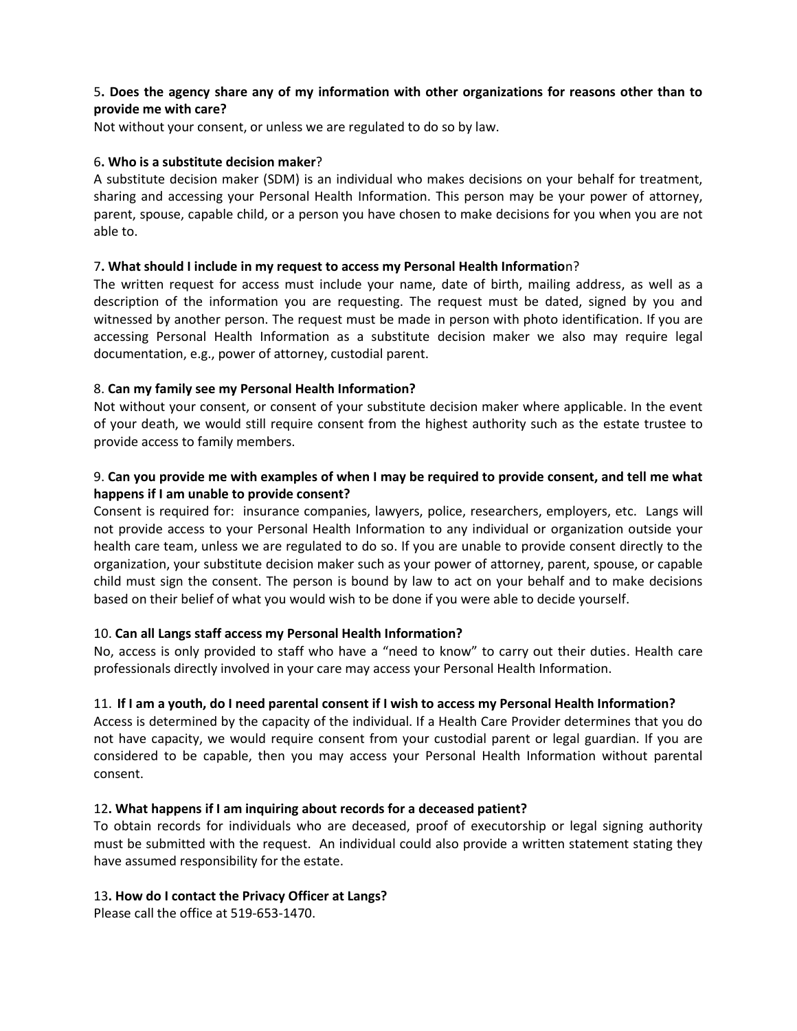5**. Does the agency share any of my information with other organizations for reasons other than to provide me with care?**

Not without your consent, or unless we are regulated to do so by law.

6**. Who is a substitute decision maker**?

A substitute decision maker (SDM) is an individual who makes decisions on your behalf for treatment, sharing and accessing your Personal Health Information. This person may be your power of attorney, parent, spouse, capable child, or a person you have chosen to make decisions for you when you are not able to.

7**. What should I include in my request to access my Personal Health Informatio**n?

The written request for access must include your name, date of birth, mailing address, as well as a description of the information you are requesting. The request must be dated, signed by you and witnessed by another person. The request must be made in person with photo identification. If you are accessing Personal Health Information as a substitute decision maker we also may require legal documentation, e.g., power of attorney, custodial parent.

8. **Can my family see my Personal Health Information?**

Not without your consent, or consent of your substitute decision maker where applicable. In the event of your death, we would still require consent from the highest authority such as the estate trustee to provide access to family members.

9. **Can you provide me with examples of when I may be required to provide consent, and tell me what happens if I am unable to provide consent?**

Consent is required for: insurance companies, lawyers, police, researchers, employers, etc. Langs will not provide access to your Personal Health Information to any individual or organization outside your health care team, unless we are regulated to do so. If you are unable to provide consent directly to the organization, your substitute decision maker such as your power of attorney, parent, spouse, or capable child must sign the consent. The person is bound by law to act on your behalf and to make decisions based on their belief of what you would wish to be done if you were able to decide yourself.

10. **Can all Langs staff access my Personal Health Information?**

No, access is only provided to staff who have a "need to know" to carry out their duties. Health care professionals directly involved in your care may access your Personal Health Information.

11. **If I am a youth, do I need parental consent if I wish to access my Personal Health Information?**

Access is determined by the capacity of the individual. If a Health Care Provider determines that you do not have capacity, we would require consent from your custodial parent or legal guardian. If you are considered to be capable, then you may access your Personal Health Information without parental consent.

12**. What happens if I am inquiring about records for a deceased patient?**

To obtain records for individuals who are deceased, proof of executorship or legal signing authority must be submitted with the request. An individual could also provide a written statement stating they have assumed responsibility for the estate.

13**. How do I contact the Privacy Officer at Langs?**

Please call the office at 519-653-1470.